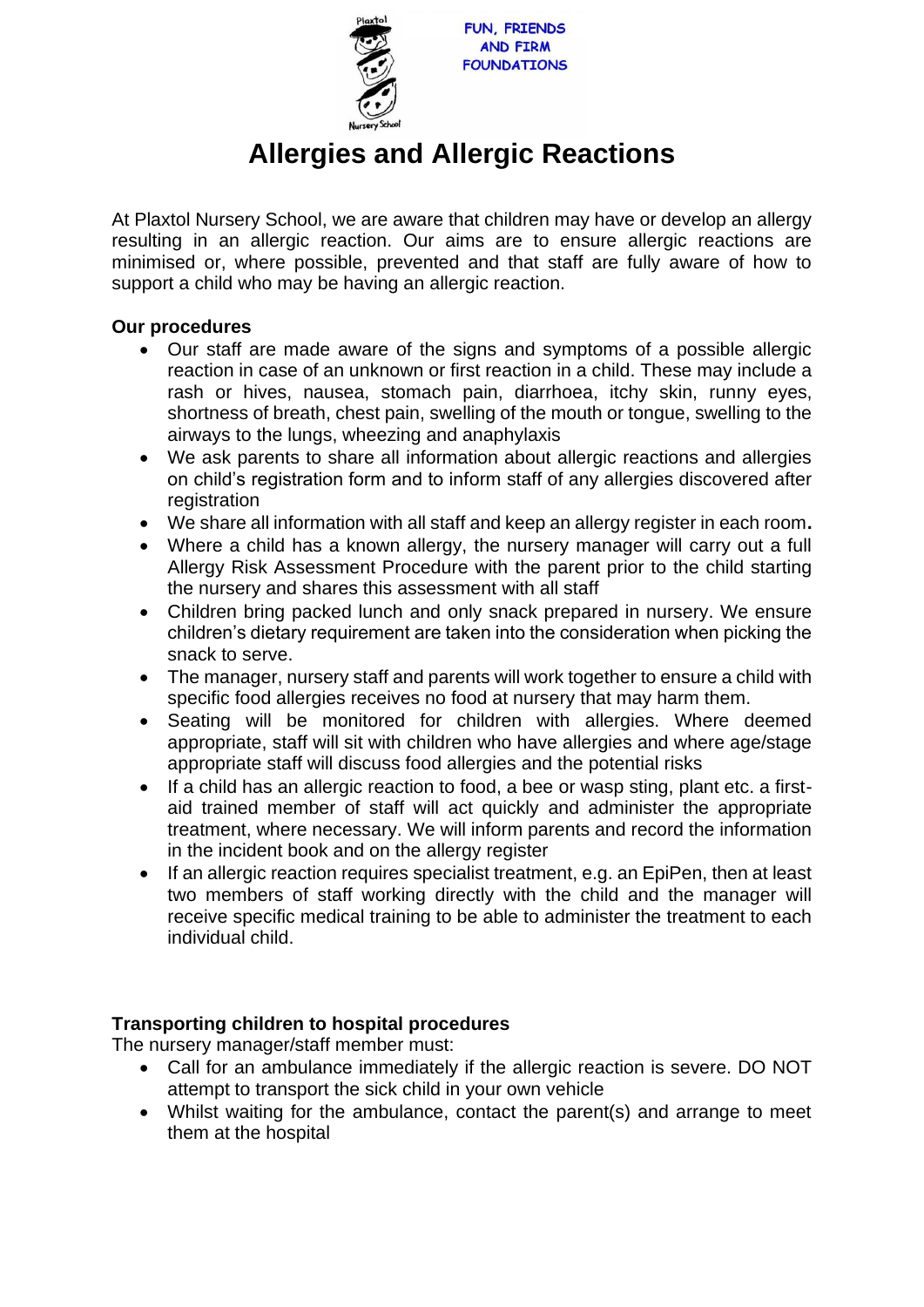FUN, FRIENDS AND FIRM FOUNDATIONS

# Allergies and Allergic Reactions

At Plaxtol Nursery School, we are aware that children may have or develop an allergy resulting in an allergic reaction. Our aims are to ensure allergic reactions are minimised or, where possible, prevented and that staff are fully aware of how to support a child who may be having an allergic reaction.

**Our procedures**

- Our staff are made aware of the signs and symptoms of a possible allergic reaction in case of an unknown or first reaction in a child. These may include a rash or hives, nausea, stomach pain, diarrhoea, itchy skin, runny eyes, shortness of breath, chest pain, swelling of the mouth or tongue, swelling to the airways to the lungs, wheezing and anaphylaxis
- We ask parents to share all information about allergic reactions and allergies on child's registration form and to inform staff of any allergies discovered after registration
- We share all information with all staff and keep an allergy register in each room**.**
- Where a child has a known allergy, the nursery manager will carry out a full Allergy Risk Assessment Procedure with the parent prior to the child starting the nursery and shares this assessment with all staff
- Children bring packed lunch and only snack prepared in nursery. We ensure children's dietary requirement are taken into the consideration when picking the snack to serve.
- The manager, nursery staff and parents will work together to ensure a child with specific food allergies receives no food at nursery that may harm them.
- Seating will be monitored for children with allergies. Where deemed appropriate, staff will sit with children who have allergies and where age/stage appropriate staff will discuss food allergies and the potential risks
- If a child has an allergic reaction to food, a bee or wasp sting, plant etc. a first-aid trained member of staff will act quickly and administer the appropriate treatment, where necessary. We will inform parents and record the information in the incident book and on the allergy register
- If an allergic reaction requires specialist treatment, e.g. an EpiPen, then at least two members of staff working directly with the child and the manager will receive specific medical training to be able to administer the treatment to each individual child.

**Transporting children to hospital procedures**

The nursery manager/staff member must:

- Call for an ambulance immediately if the allergic reaction is severe. DO NOT attempt to transport the sick child in your own vehicle
- Whilst waiting for the ambulance, contact the parent(s) and arrange to meet them at the hospital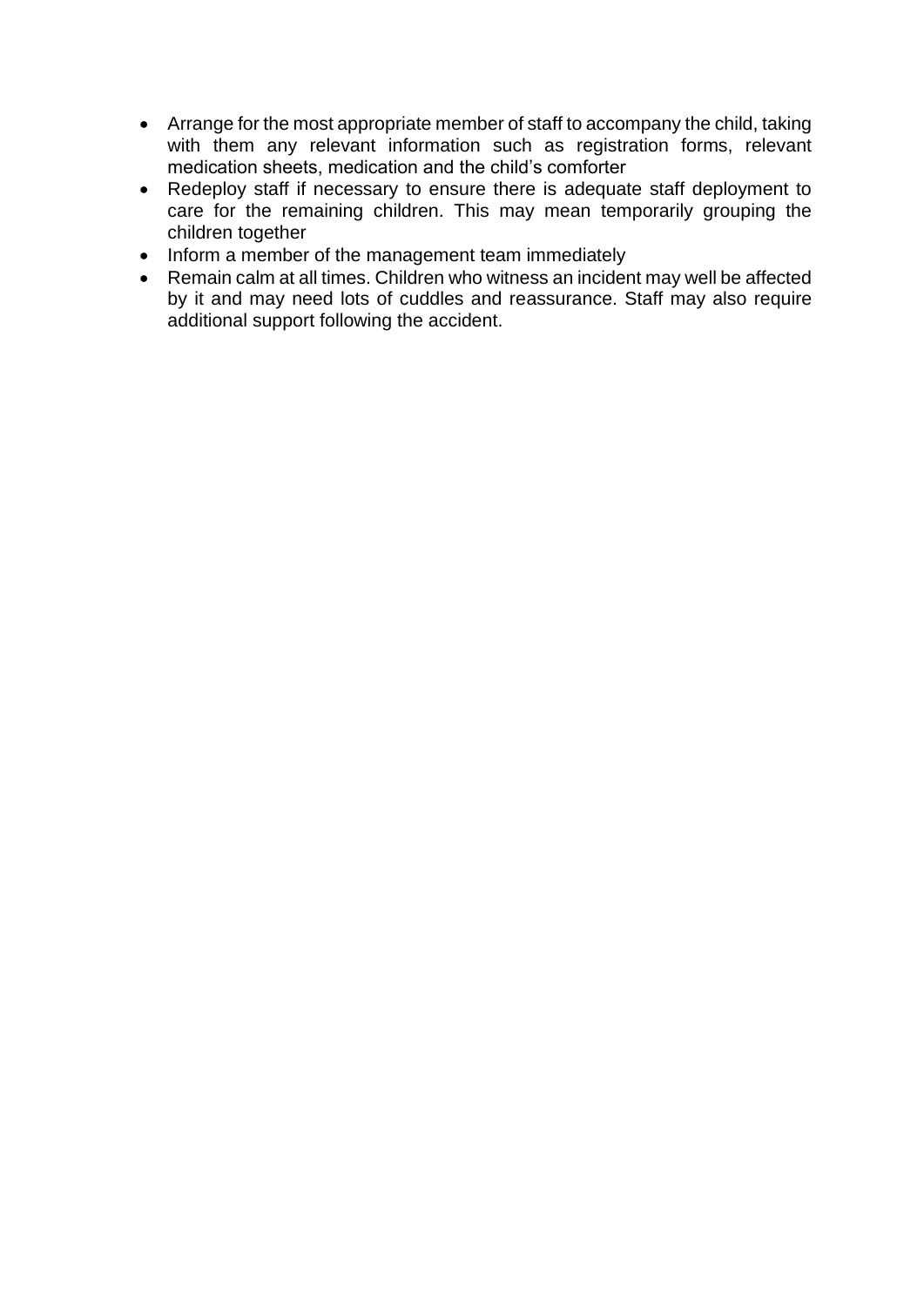- Arrange for the most appropriate member of staff to accompany the child, taking with them any relevant information such as registration forms, relevant medication sheets, medication and the child's comforter
- Redeploy staff if necessary to ensure there is adequate staff deployment to care for the remaining children. This may mean temporarily grouping the children together
- Inform a member of the management team immediately
- Remain calm at all times. Children who witness an incident may well be affected by it and may need lots of cuddles and reassurance. Staff may also require additional support following the accident.